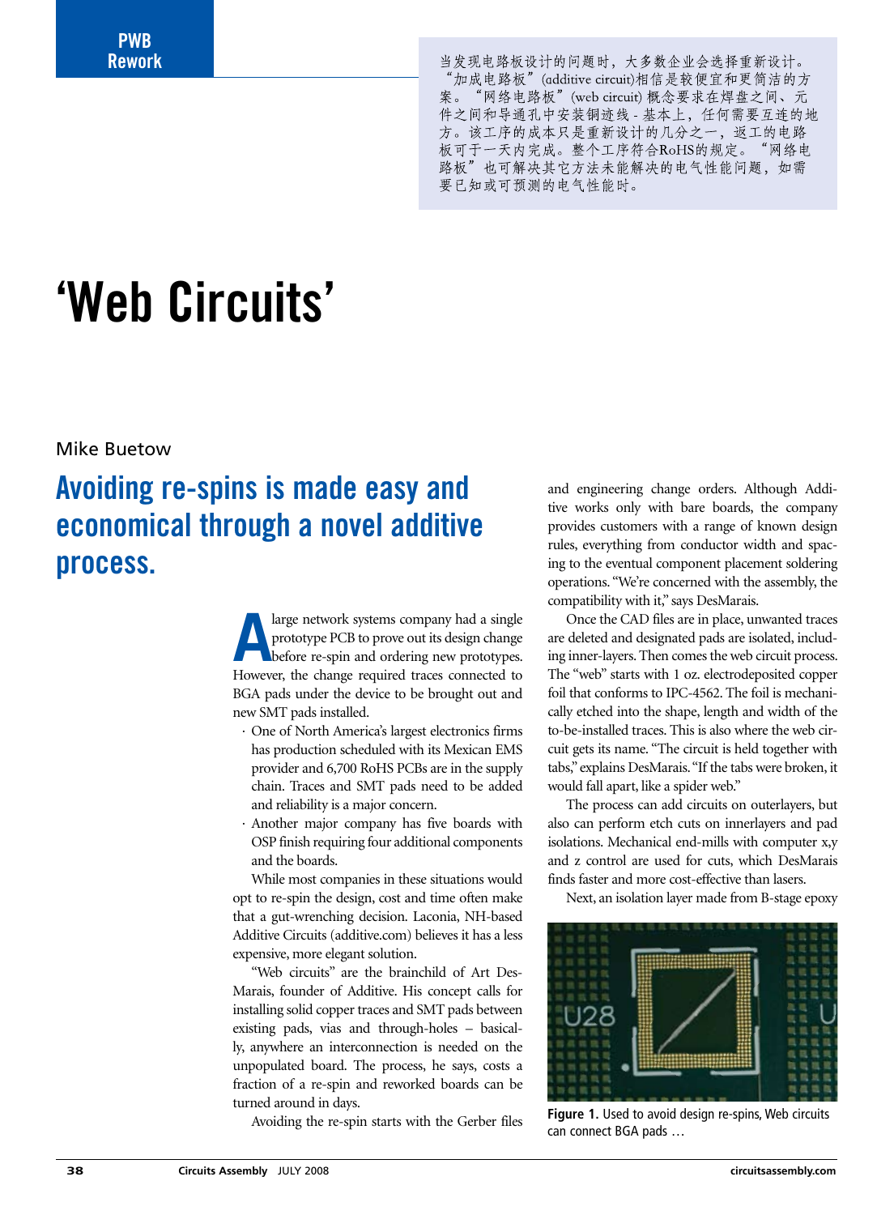PWB Rework

当发现电路板设计的问题时，大多数企业会选择重新设计。“加成电路板”(additive circuit)相信是较便宜和更简洁的方案。“网络电路板”(web circuit) 概念要求在焊盘之间、元件之间和导通孔中安装铜迹线 - 基本上，任何需要互连的地方。该工序的成本只是重新设计的几分之一，返工的电路板可于一天内完成。整个工序符合RoHS的规定。“网络电路板”也可解决其它方法未能解决的电气性能问题，如需要已知或可预测的电气性能时。

# ‘Web Circuits’

Mike Buetow

## Avoiding re-spins is made easy and economical through a novel additive process.

A large network systems company had a single prototype PCB to prove out its design change before re-spin and ordering new prototypes. However, the change required traces connected to BGA pads under the device to be brought out and new SMT pads installed.

- One of North America’s largest electronics firms has production scheduled with its Mexican EMS provider and 6,700 RoHS PCBs are in the supply chain. Traces and SMT pads need to be added and reliability is a major concern.
- Another major company has five boards with OSP finish requiring four additional components and the boards.

While most companies in these situations would opt to re-spin the design, cost and time often make that a gut-wrenching decision. Laconia, NH-based Additive Circuits (additive.com) believes it has a less expensive, more elegant solution.

“Web circuits” are the brainchild of Art DesMarais, founder of Additive. His concept calls for installing solid copper traces and SMT pads between existing pads, vias and through-holes – basically, anywhere an interconnection is needed on the unpopulated board. The process, he says, costs a fraction of a re-spin and reworked boards can be turned around in days.

Avoiding the re-spin starts with the Gerber files and engineering change orders. Although Additive works only with bare boards, the company provides customers with a range of known design rules, everything from conductor width and spacing to the eventual component placement soldering operations. “We’re concerned with the assembly, the compatibility with it,” says DesMarais.

Once the CAD files are in place, unwanted traces are deleted and designated pads are isolated, including inner-layers. Then comes the web circuit process. The “web” starts with 1 oz. electrodeposited copper foil that conforms to IPC-4562. The foil is mechanically etched into the shape, length and width of the to-be-installed traces. This is also where the web circuit gets its name. “The circuit is held together with tabs,” explains DesMarais. “If the tabs were broken, it would fall apart, like a spider web.”

The process can add circuits on outerlayers, but also can perform etch cuts on innerlayers and pad isolations. Mechanical end-mills with computer x,y and z control are used for cuts, which DesMarais finds faster and more cost-effective than lasers.

Next, an isolation layer made from B-stage epoxy

**Figure 1.** Used to avoid design re-spins, Web circuits can connect BGA pads …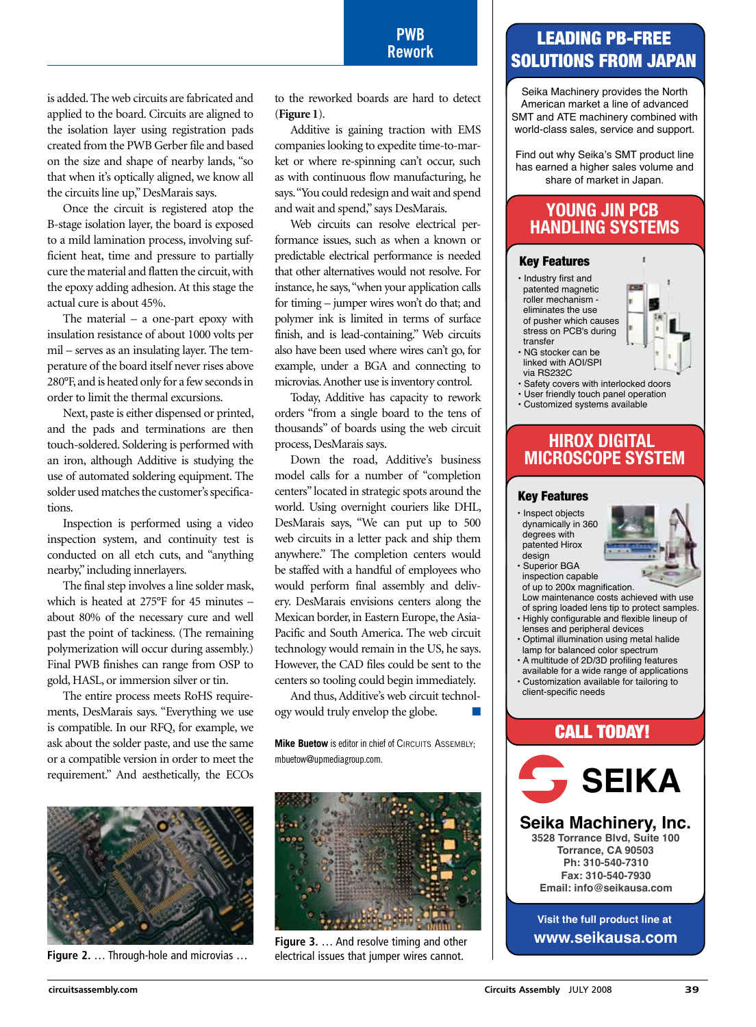is added. The web circuits are fabricated and applied to the board. Circuits are aligned to the isolation layer using registration pads created from the PWB Gerber file and based on the size and shape of nearby lands, "so that when it's optically aligned, we know all the circuits line up," DesMarais says.

Once the circuit is registered atop the B-stage isolation layer, the board is exposed to a mild lamination process, involving sufficient heat, time and pressure to partially cure the material and flatten the circuit, with the epoxy adding adhesion. At this stage the actual cure is about 45%.

The material – a one-part epoxy with insulation resistance of about 1000 volts per mil – serves as an insulating layer. The temperature of the board itself never rises above 280°F, and is heated only for a few seconds in order to limit the thermal excursions.

Next, paste is either dispensed or printed, and the pads and terminations are then touch-soldered. Soldering is performed with an iron, although Additive is studying the use of automated soldering equipment. The solder used matches the customer's specifications.

Inspection is performed using a video inspection system, and continuity test is conducted on all etch cuts, and "anything nearby," including innerlayers.

The final step involves a line solder mask, which is heated at 275°F for 45 minutes – about 80% of the necessary cure and well past the point of tackiness. (The remaining polymerization will occur during assembly.) Final PWB finishes can range from OSP to gold, HASL, or immersion silver or tin.

The entire process meets RoHS requirements, DesMarais says. "Everything we use is compatible. In our RFQ, for example, we ask about the solder paste, and use the same or a compatible version in order to meet the requirement." And aesthetically, the ECOs to the reworked boards are hard to detect (**Figure 1**).

Additive is gaining traction with EMS companies looking to expedite time-to-market or where re-spinning can't occur, such as with continuous flow manufacturing, he says. "You could redesign and wait and spend and wait and spend," says DesMarais.

Web circuits can resolve electrical performance issues, such as when a known or predictable electrical performance is needed that other alternatives would not resolve. For instance, he says, "when your application calls for timing – jumper wires won't do that; and polymer ink is limited in terms of surface finish, and is lead-containing." Web circuits also have been used where wires can't go, for example, under a BGA and connecting to microvias. Another use is inventory control.

Today, Additive has capacity to rework orders "from a single board to the tens of thousands" of boards using the web circuit process, DesMarais says.

Down the road, Additive's business model calls for a number of "completion centers" located in strategic spots around the world. Using overnight couriers like DHL, DesMarais says, "We can put up to 500 web circuits in a letter pack and ship them anywhere." The completion centers would be staffed with a handful of employees who would perform final assembly and delivery. DesMarais envisions centers along the Mexican border, in Eastern Europe, the Asia-Pacific and South America. The web circuit technology would remain in the US, he says. However, the CAD files could be sent to the centers so tooling could begin immediately.

And thus, Additive's web circuit technology would truly envelop the globe. ■

**Mike Buetow** is editor in chief of CIRCUITS ASSEMBLY; mbuetow@upmediagroup.com.

**Figure 2.** … Through-hole and microvias …

**Figure 3.** … And resolve timing and other electrical issues that jumper wires cannot.

## LEADING PB-FREE SOLUTIONS FROM JAPAN

Seika Machinery provides the North American market a line of advanced SMT and ATE machinery combined with world-class sales, service and support.

Find out why Seika's SMT product line has earned a higher sales volume and share of market in Japan.

## YOUNG JIN PCB HANDLING SYSTEMS

### Key Features

- Industry first and patented magnetic roller mechanism - eliminates the use of pusher which causes stress on PCB's during transfer
- NG stocker can be linked with AOI/SPI via RS232C
- Safety covers with interlocked doors
- User friendly touch panel operation
- Customized systems available

## HIROX DIGITAL MICROSCOPE SYSTEM

### Key Features

- Inspect objects dynamically in 360 degrees with patented Hirox design
- Superior BGA inspection capable of up to 200x magnification. Low maintenance costs achieved with use of spring loaded lens tip to protect samples.
- Highly configurable and flexible lineup of lenses and peripheral devices
- Optimal illumination using metal halide lamp for balanced color spectrum
- A multitude of 2D/3D profiling features available for a wide range of applications
- Customization available for tailoring to client-specific needs

## CALL TODAY!

SEIKA

**Seika Machinery, Inc.**
**3528 Torrance Blvd, Suite 100**
**Torrance, CA 90503**
**Ph: 310-540-7310**
**Fax: 310-540-7930**
**Email: info@seikausa.com**

**Visit the full product line at www.seikausa.com**